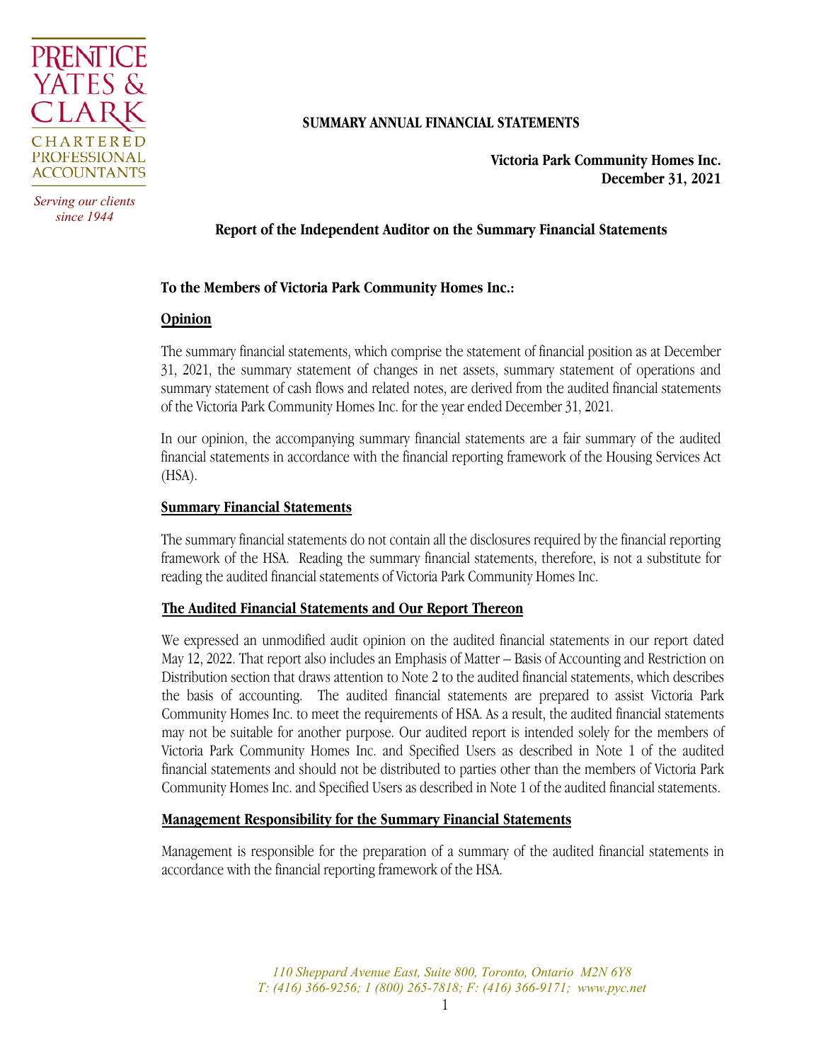PRENTICE YATES & CLARK
CHARTERED PROFESSIONAL ACCOUNTANTS

*Serving our clients since 1944*

**SUMMARY ANNUAL FINANCIAL STATEMENTS**

**Victoria Park Community Homes Inc.**
**December 31, 2021**

## Report of the Independent Auditor on the Summary Financial Statements

**To the Members of Victoria Park Community Homes Inc.:**

### Opinion

The summary financial statements, which comprise the statement of financial position as at December 31, 2021, the summary statement of changes in net assets, summary statement of operations and summary statement of cash flows and related notes, are derived from the audited financial statements of the Victoria Park Community Homes Inc. for the year ended December 31, 2021.

In our opinion, the accompanying summary financial statements are a fair summary of the audited financial statements in accordance with the financial reporting framework of the Housing Services Act (HSA).

### Summary Financial Statements

The summary financial statements do not contain all the disclosures required by the financial reporting framework of the HSA. Reading the summary financial statements, therefore, is not a substitute for reading the audited financial statements of Victoria Park Community Homes Inc.

### The Audited Financial Statements and Our Report Thereon

We expressed an unmodified audit opinion on the audited financial statements in our report dated May 12, 2022. That report also includes an Emphasis of Matter – Basis of Accounting and Restriction on Distribution section that draws attention to Note 2 to the audited financial statements, which describes the basis of accounting. The audited financial statements are prepared to assist Victoria Park Community Homes Inc. to meet the requirements of HSA. As a result, the audited financial statements may not be suitable for another purpose. Our audited report is intended solely for the members of Victoria Park Community Homes Inc. and Specified Users as described in Note 1 of the audited financial statements and should not be distributed to parties other than the members of Victoria Park Community Homes Inc. and Specified Users as described in Note 1 of the audited financial statements.

### Management Responsibility for the Summary Financial Statements

Management is responsible for the preparation of a summary of the audited financial statements in accordance with the financial reporting framework of the HSA.

*110 Sheppard Avenue East, Suite 800, Toronto, Ontario M2N 6Y8*
*T: (416) 366-9256; 1 (800) 265-7818; F: (416) 366-9171; www.pyc.net*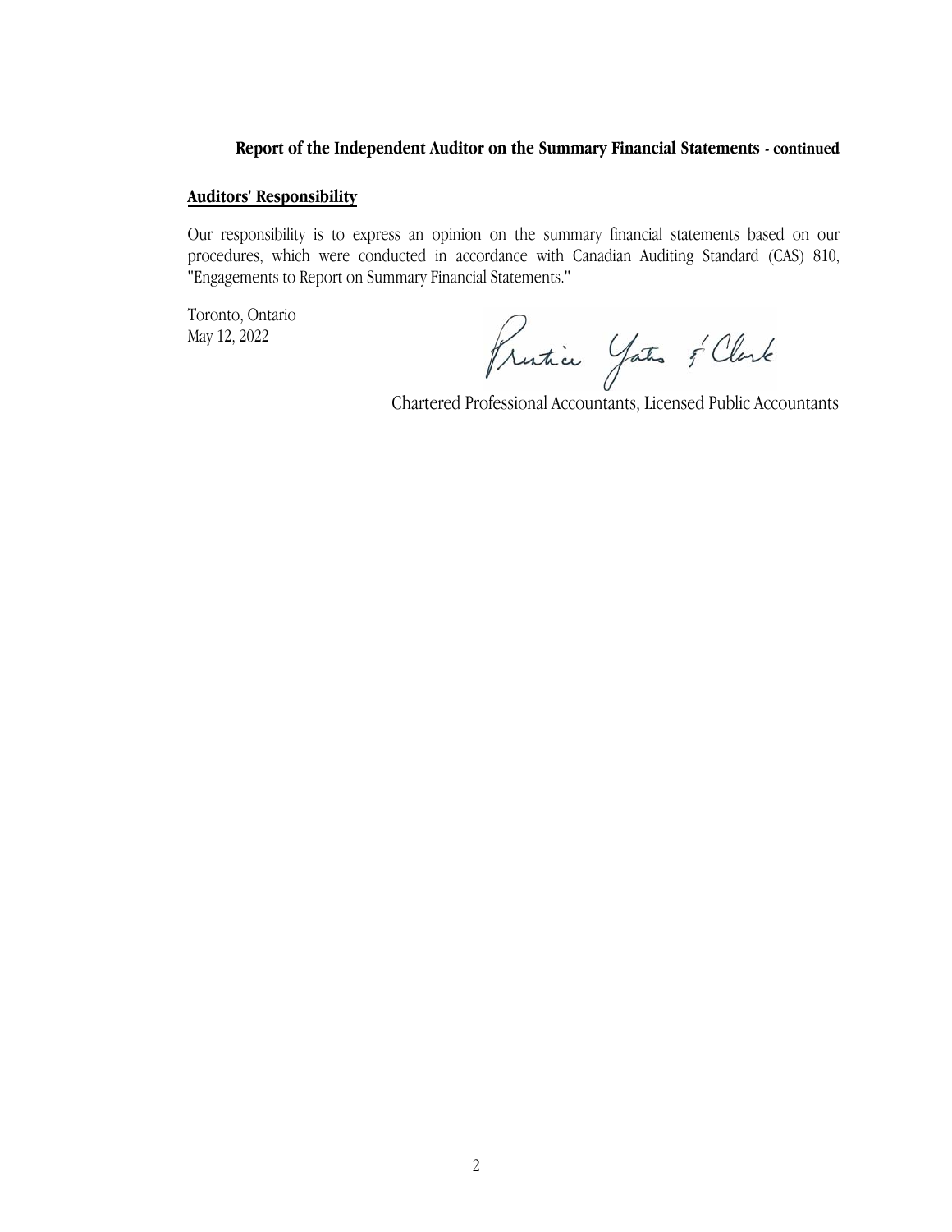**Report of the Independent Auditor on the Summary Financial Statements - continued**

**Auditors' Responsibility**

Our responsibility is to express an opinion on the summary financial statements based on our procedures, which were conducted in accordance with Canadian Auditing Standard (CAS) 810, "Engagements to Report on Summary Financial Statements."

Toronto, Ontario
May 12, 2022

Prentice Yates & Clark

Chartered Professional Accountants, Licensed Public Accountants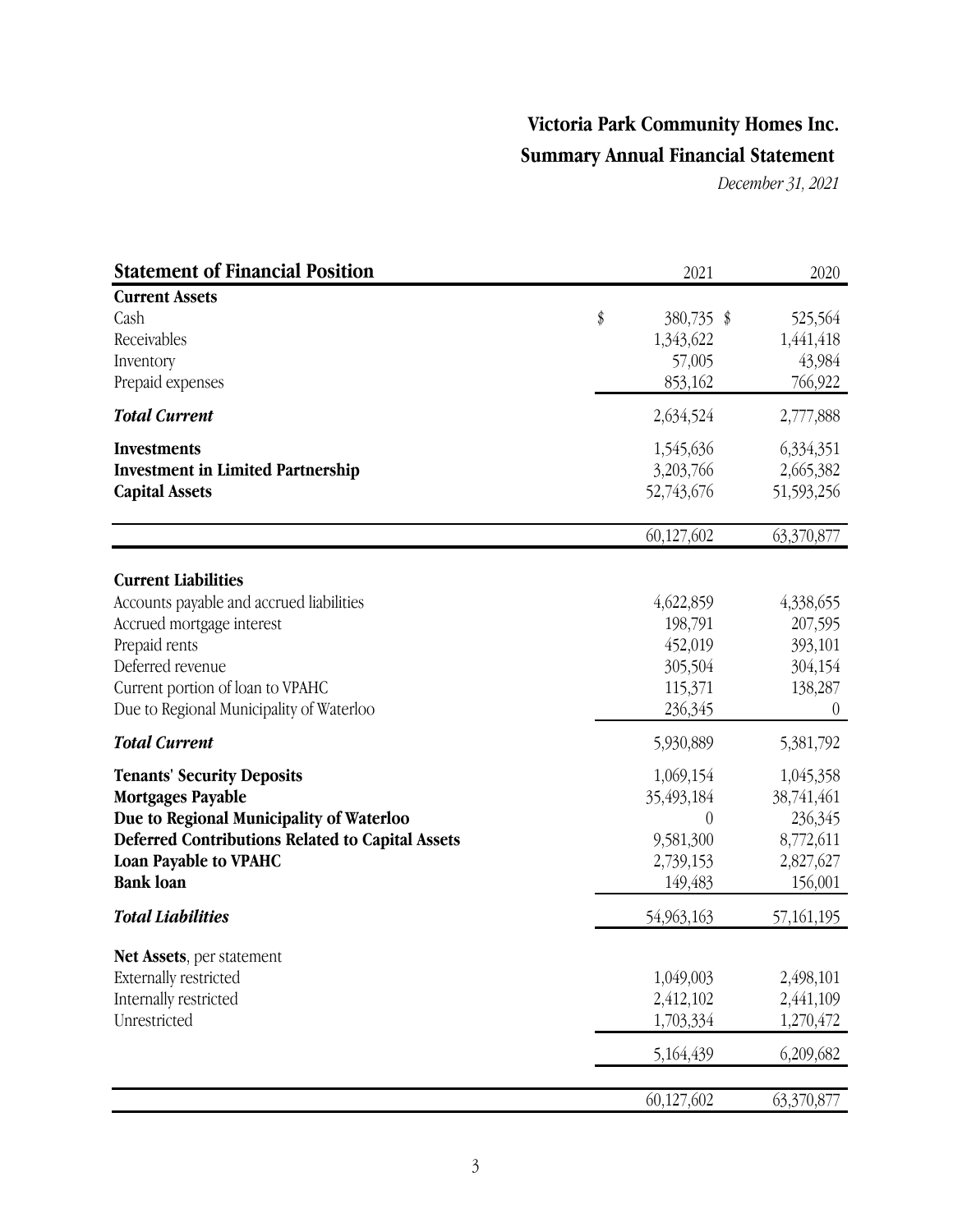# Victoria Park Community Homes Inc.

## Summary Annual Financial Statement

*December 31, 2021*

| **Statement of Financial Position** | 2021 | 2020 |
|---|---|---|
| **Current Assets** | | |
| Cash | $ 380,735 | $ 525,564 |
| Receivables | 1,343,622 | 1,441,418 |
| Inventory | 57,005 | 43,984 |
| Prepaid expenses | 853,162 | 766,922 |
| ***Total Current*** | 2,634,524 | 2,777,888 |
| **Investments** | 1,545,636 | 6,334,351 |
| **Investment in Limited Partnership** | 3,203,766 | 2,665,382 |
| **Capital Assets** | 52,743,676 | 51,593,256 |
| | 60,127,602 | 63,370,877 |
| **Current Liabilities** | | |
| Accounts payable and accrued liabilities | 4,622,859 | 4,338,655 |
| Accrued mortgage interest | 198,791 | 207,595 |
| Prepaid rents | 452,019 | 393,101 |
| Deferred revenue | 305,504 | 304,154 |
| Current portion of loan to VPAHC | 115,371 | 138,287 |
| Due to Regional Municipality of Waterloo | 236,345 | 0 |
| ***Total Current*** | 5,930,889 | 5,381,792 |
| **Tenants' Security Deposits** | 1,069,154 | 1,045,358 |
| **Mortgages Payable** | 35,493,184 | 38,741,461 |
| **Due to Regional Municipality of Waterloo** | 0 | 236,345 |
| **Deferred Contributions Related to Capital Assets** | 9,581,300 | 8,772,611 |
| **Loan Payable to VPAHC** | 2,739,153 | 2,827,627 |
| **Bank loan** | 149,483 | 156,001 |
| ***Total Liabilities*** | 54,963,163 | 57,161,195 |
| **Net Assets**, per statement | | |
| Externally restricted | 1,049,003 | 2,498,101 |
| Internally restricted | 2,412,102 | 2,441,109 |
| Unrestricted | 1,703,334 | 1,270,472 |
| | 5,164,439 | 6,209,682 |
| | 60,127,602 | 63,370,877 |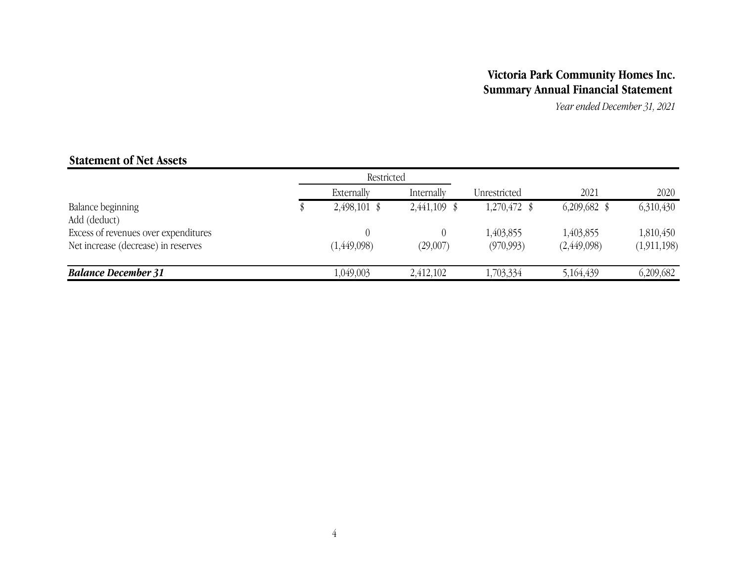**Victoria Park Community Homes Inc.**
**Summary Annual Financial Statement**
*Year ended December 31, 2021*

## Statement of Net Assets

| | Restricted | | | | |
|---|---|---|---|---|---|
| | Externally | Internally | Unrestricted | 2021 | 2020 |
| Balance beginning | $ 2,498,101 | $ 2,441,109 | $ 1,270,472 | $ 6,209,682 | $ 6,310,430 |
| Add (deduct) | | | | | |
| Excess of revenues over expenditures | 0 | 0 | 1,403,855 | 1,403,855 | 1,810,450 |
| Net increase (decrease) in reserves | (1,449,098) | (29,007) | (970,993) | (2,449,098) | (1,911,198) |
| ***Balance December 31*** | 1,049,003 | 2,412,102 | 1,703,334 | 5,164,439 | 6,209,682 |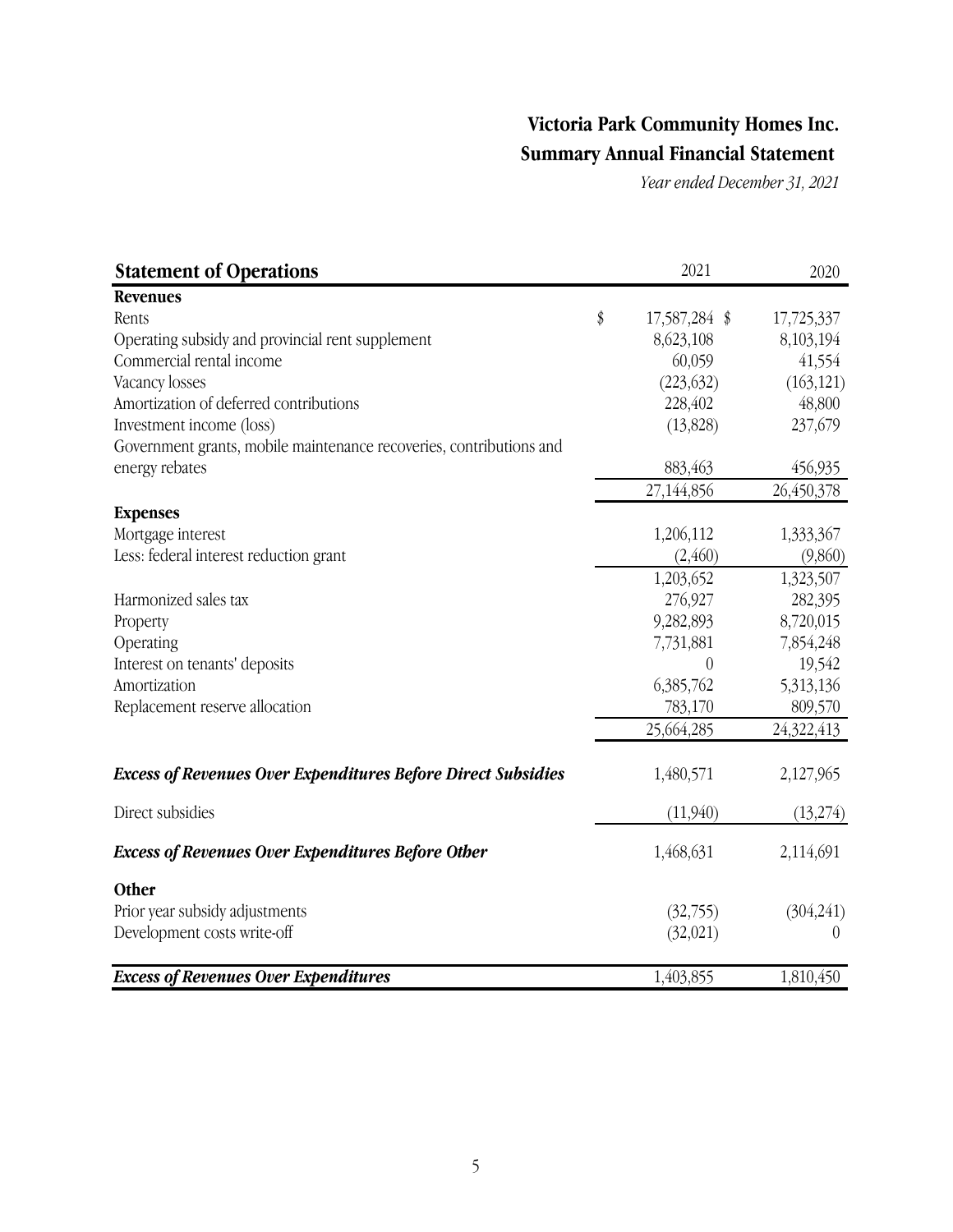# Victoria Park Community Homes Inc.

## Summary Annual Financial Statement

*Year ended December 31, 2021*

| **Statement of Operations** | 2021 | 2020 |
|---|---|---|
| **Revenues** | | |
| Rents | $ 17,587,284 | $ 17,725,337 |
| Operating subsidy and provincial rent supplement | 8,623,108 | 8,103,194 |
| Commercial rental income | 60,059 | 41,554 |
| Vacancy losses | (223,632) | (163,121) |
| Amortization of deferred contributions | 228,402 | 48,800 |
| Investment income (loss) | (13,828) | 237,679 |
| Government grants, mobile maintenance recoveries, contributions and energy rebates | 883,463 | 456,935 |
| | 27,144,856 | 26,450,378 |
| **Expenses** | | |
| Mortgage interest | 1,206,112 | 1,333,367 |
| Less: federal interest reduction grant | (2,460) | (9,860) |
| | 1,203,652 | 1,323,507 |
| Harmonized sales tax | 276,927 | 282,395 |
| Property | 9,282,893 | 8,720,015 |
| Operating | 7,731,881 | 7,854,248 |
| Interest on tenants' deposits | 0 | 19,542 |
| Amortization | 6,385,762 | 5,313,136 |
| Replacement reserve allocation | 783,170 | 809,570 |
| | 25,664,285 | 24,322,413 |
| ***Excess of Revenues Over Expenditures Before Direct Subsidies*** | 1,480,571 | 2,127,965 |
| Direct subsidies | (11,940) | (13,274) |
| ***Excess of Revenues Over Expenditures Before Other*** | 1,468,631 | 2,114,691 |
| **Other** | | |
| Prior year subsidy adjustments | (32,755) | (304,241) |
| Development costs write-off | (32,021) | 0 |
| ***Excess of Revenues Over Expenditures*** | 1,403,855 | 1,810,450 |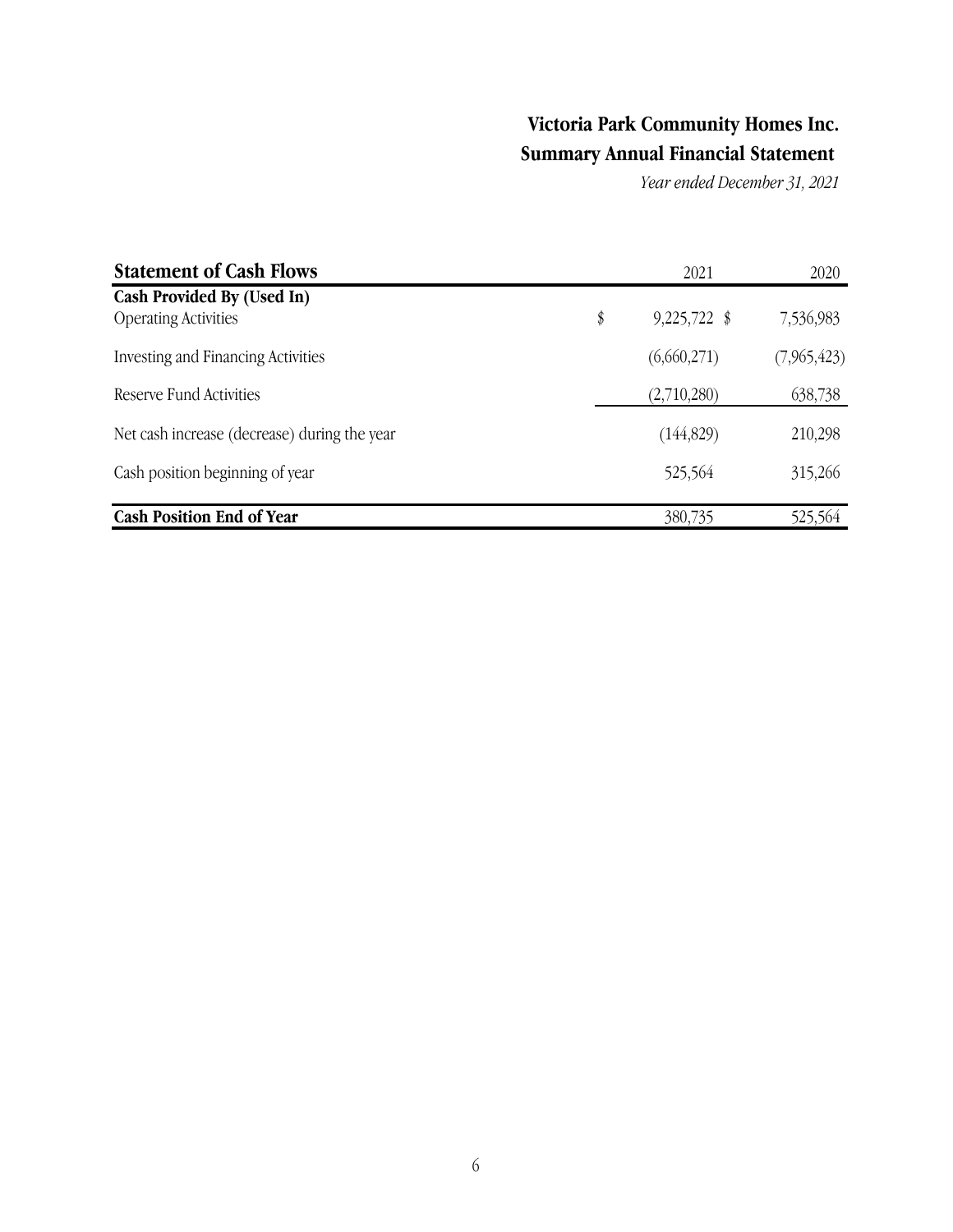# Victoria Park Community Homes Inc.

## Summary Annual Financial Statement

*Year ended December 31, 2021*

| **Statement of Cash Flows** | 2021 | 2020 |
|---|---|---|
| **Cash Provided By (Used In)** | | |
| Operating Activities | $ 9,225,722 | $ 7,536,983 |
| Investing and Financing Activities | (6,660,271) | (7,965,423) |
| Reserve Fund Activities | (2,710,280) | 638,738 |
| Net cash increase (decrease) during the year | (144,829) | 210,298 |
| Cash position beginning of year | 525,564 | 315,266 |
| **Cash Position End of Year** | 380,735 | 525,564 |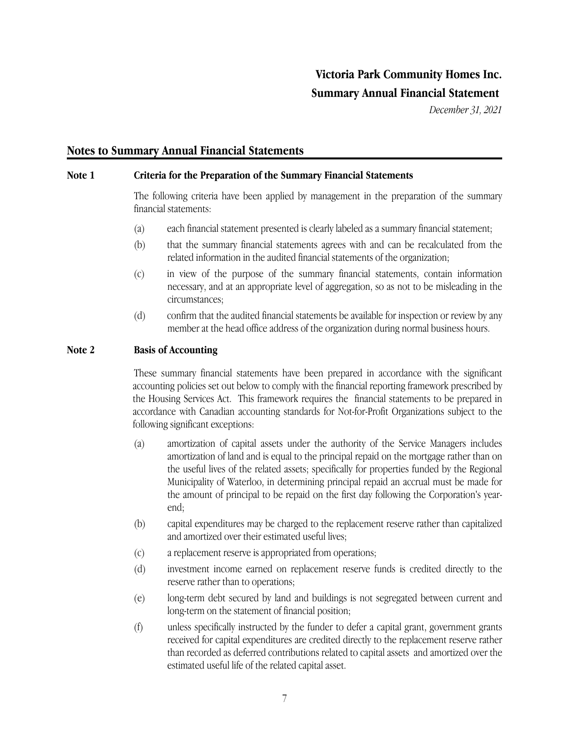# Victoria Park Community Homes Inc.

## Summary Annual Financial Statement

*December 31, 2021*

## Notes to Summary Annual Financial Statements

**Note 1 Criteria for the Preparation of the Summary Financial Statements**

The following criteria have been applied by management in the preparation of the summary financial statements:

(a) each financial statement presented is clearly labeled as a summary financial statement;

(b) that the summary financial statements agrees with and can be recalculated from the related information in the audited financial statements of the organization;

(c) in view of the purpose of the summary financial statements, contain information necessary, and at an appropriate level of aggregation, so as not to be misleading in the circumstances;

(d) confirm that the audited financial statements be available for inspection or review by any member at the head office address of the organization during normal business hours.

**Note 2 Basis of Accounting**

These summary financial statements have been prepared in accordance with the significant accounting policies set out below to comply with the financial reporting framework prescribed by the Housing Services Act. This framework requires the financial statements to be prepared in accordance with Canadian accounting standards for Not-for-Profit Organizations subject to the following significant exceptions:

(a) amortization of capital assets under the authority of the Service Managers includes amortization of land and is equal to the principal repaid on the mortgage rather than on the useful lives of the related assets; specifically for properties funded by the Regional Municipality of Waterloo, in determining principal repaid an accrual must be made for the amount of principal to be repaid on the first day following the Corporation's year-end;

(b) capital expenditures may be charged to the replacement reserve rather than capitalized and amortized over their estimated useful lives;

(c) a replacement reserve is appropriated from operations;

(d) investment income earned on replacement reserve funds is credited directly to the reserve rather than to operations;

(e) long-term debt secured by land and buildings is not segregated between current and long-term on the statement of financial position;

(f) unless specifically instructed by the funder to defer a capital grant, government grants received for capital expenditures are credited directly to the replacement reserve rather than recorded as deferred contributions related to capital assets and amortized over the estimated useful life of the related capital asset.